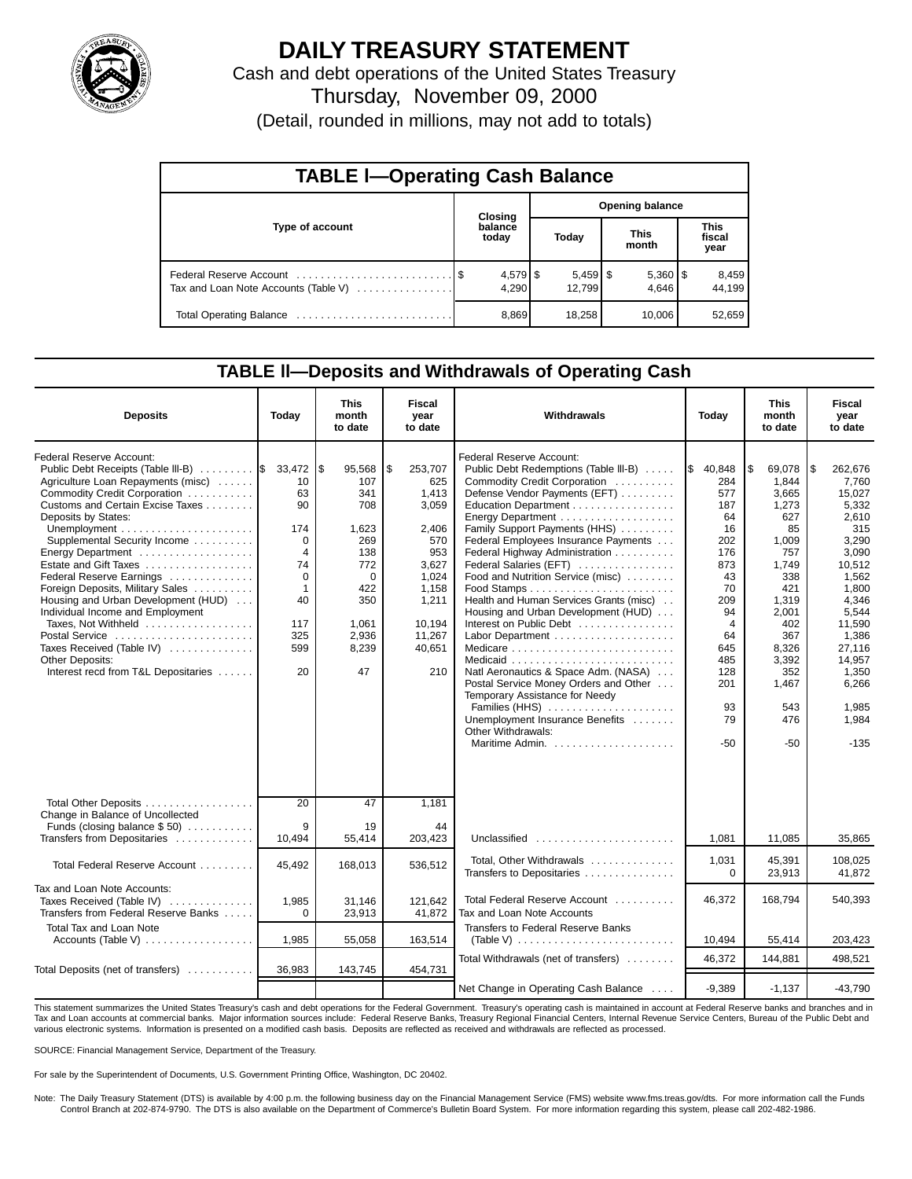# DAILY TREASURY STATEMENT

Cash and debt operations of the United States Treasury

Thursday, November 09, 2000

(Detail, rounded in millions, may not add to totals)

## TABLE I—Operating Cash Balance

| Type of account | Closing balance today | Opening balance Today | Opening balance This month | Opening balance This fiscal year |
|---|---|---|---|---|
| Federal Reserve Account | $ 4,579 | $ 5,459 | $ 5,360 | $ 8,459 |
| Tax and Loan Note Accounts (Table V) | 4,290 | 12,799 | 4,646 | 44,199 |
| Total Operating Balance | 8,869 | 18,258 | 10,006 | 52,659 |

## TABLE II—Deposits and Withdrawals of Operating Cash

| Deposits | Today | This month to date | Fiscal year to date |
|---|---|---|---|
| Federal Reserve Account: | | | |
| Public Debt Receipts (Table III-B) | $ 33,472 | $ 95,568 | $ 253,707 |
| Agriculture Loan Repayments (misc) | 10 | 107 | 625 |
| Commodity Credit Corporation | 63 | 341 | 1,413 |
| Customs and Certain Excise Taxes | 90 | 708 | 3,059 |
| Deposits by States: | | | |
| Unemployment | 174 | 1,623 | 2,406 |
| Supplemental Security Income | 0 | 269 | 570 |
| Energy Department | 4 | 138 | 953 |
| Estate and Gift Taxes | 74 | 772 | 3,627 |
| Federal Reserve Earnings | 0 | 0 | 1,024 |
| Foreign Deposits, Military Sales | 1 | 422 | 1,158 |
| Housing and Urban Development (HUD) | 40 | 350 | 1,211 |
| Individual Income and Employment Taxes, Not Withheld | 117 | 1,061 | 10,194 |
| Postal Service | 325 | 2,936 | 11,267 |
| Taxes Received (Table IV) | 599 | 8,239 | 40,651 |
| Other Deposits: | | | |
| Interest recd from T&L Depositaries | 20 | 47 | 210 |
| Total Other Deposits | 20 | 47 | 1,181 |
| Change in Balance of Uncollected Funds (closing balance $ 50) | 9 | 19 | 44 |
| Transfers from Depositaries | 10,494 | 55,414 | 203,423 |
| Total Federal Reserve Account | 45,492 | 168,013 | 536,512 |
| Tax and Loan Note Accounts: | | | |
| Taxes Received (Table IV) | 1,985 | 31,146 | 121,642 |
| Transfers from Federal Reserve Banks | 0 | 23,913 | 41,872 |
| Total Tax and Loan Note Accounts (Table V) | 1,985 | 55,058 | 163,514 |
| Total Deposits (net of transfers) | 36,983 | 143,745 | 454,731 |

| Withdrawals | Today | This month to date | Fiscal year to date |
|---|---|---|---|
| Federal Reserve Account: | | | |
| Public Debt Redemptions (Table III-B) | $ 40,848 | $ 69,078 | $ 262,676 |
| Commodity Credit Corporation | 284 | 1,844 | 7,760 |
| Defense Vendor Payments (EFT) | 577 | 3,665 | 15,027 |
| Education Department | 187 | 1,273 | 5,332 |
| Energy Department | 64 | 627 | 2,610 |
| Family Support Payments (HHS) | 16 | 85 | 315 |
| Federal Employees Insurance Payments | 202 | 1,009 | 3,290 |
| Federal Highway Administration | 176 | 757 | 3,090 |
| Federal Salaries (EFT) | 873 | 1,749 | 10,512 |
| Food and Nutrition Service (misc) | 43 | 338 | 1,562 |
| Food Stamps | 70 | 421 | 1,800 |
| Health and Human Services Grants (misc) | 209 | 1,319 | 4,346 |
| Housing and Urban Development (HUD) | 94 | 2,001 | 5,544 |
| Interest on Public Debt | 4 | 402 | 11,590 |
| Labor Department | 64 | 367 | 1,386 |
| Medicare | 645 | 8,326 | 27,116 |
| Medicaid | 485 | 3,392 | 14,957 |
| Natl Aeronautics & Space Adm. (NASA) | 128 | 352 | 1,350 |
| Postal Service Money Orders and Other | 201 | 1,467 | 6,266 |
| Temporary Assistance for Needy Families (HHS) | 93 | 543 | 1,985 |
| Unemployment Insurance Benefits | 79 | 476 | 1,984 |
| Other Withdrawals: | | | |
| Maritime Admin. | -50 | -50 | -135 |
| Unclassified | 1,081 | 11,085 | 35,865 |
| Total, Other Withdrawals | 1,031 | 45,391 | 108,025 |
| Transfers to Depositaries | 0 | 23,913 | 41,872 |
| Total Federal Reserve Account | 46,372 | 168,794 | 540,393 |
| Tax and Loan Note Accounts | | | |
| Transfers to Federal Reserve Banks (Table V) | 10,494 | 55,414 | 203,423 |
| Total Withdrawals (net of transfers) | 46,372 | 144,881 | 498,521 |
| Net Change in Operating Cash Balance | -9,389 | -1,137 | -43,790 |

This statement summarizes the United States Treasury's cash and debt operations for the Federal Government. Treasury's operating cash is maintained in account at Federal Reserve banks and branches and in Tax and Loan accounts at commercial banks. Major information sources include: Federal Reserve Banks, Treasury Regional Financial Centers, Internal Revenue Service Centers, Bureau of the Public Debt and various electronic systems. Information is presented on a modified cash basis. Deposits are reflected as received and withdrawals are reflected as processed.

SOURCE: Financial Management Service, Department of the Treasury.

For sale by the Superintendent of Documents, U.S. Government Printing Office, Washington, DC 20402.

Note: The Daily Treasury Statement (DTS) is available by 4:00 p.m. the following business day on the Financial Management Service (FMS) website www.fms.treas.gov/dts. For more information call the Funds Control Branch at 202-874-9790. The DTS is also available on the Department of Commerce's Bulletin Board System. For more information regarding this system, please call 202-482-1986.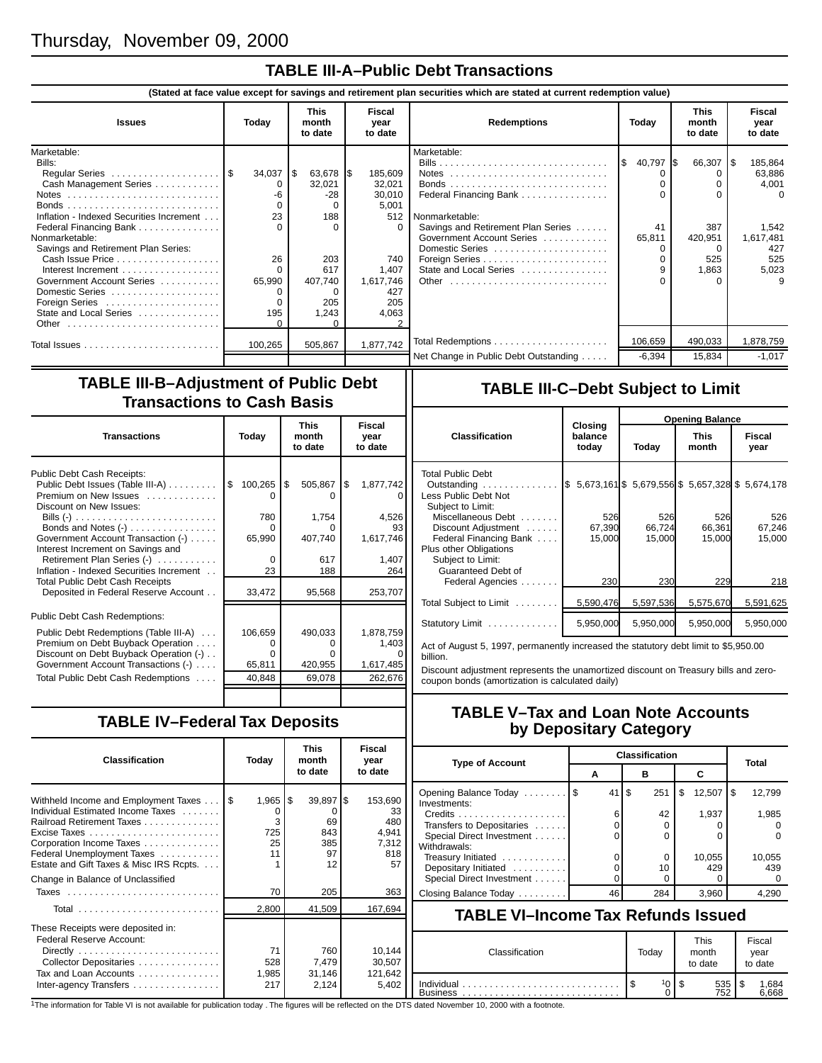Thursday, November 09, 2000

## TABLE III-A–Public Debt Transactions

(Stated at face value except for savings and retirement plan securities which are stated at current redemption value)

| Issues | Today | This month to date | Fiscal year to date |
|---|---|---|---|
| Marketable: | | | |
| Bills: | | | |
| Regular Series | $ 34,037 | $ 63,678 | $ 185,609 |
| Cash Management Series | 0 | 32,021 | 32,021 |
| Notes | -6 | -28 | 30,010 |
| Bonds | 0 | 0 | 5,001 |
| Inflation - Indexed Securities Increment | 23 | 188 | 512 |
| Federal Financing Bank | 0 | 0 | 0 |
| Nonmarketable: | | | |
| Savings and Retirement Plan Series: | | | |
| Cash Issue Price | 26 | 203 | 740 |
| Interest Increment | 0 | 617 | 1,407 |
| Government Account Series | 65,990 | 407,740 | 1,617,746 |
| Domestic Series | 0 | 0 | 427 |
| Foreign Series | 0 | 205 | 205 |
| State and Local Series | 195 | 1,243 | 4,063 |
| Other | 0 | 0 | 2 |
| Total Issues | 100,265 | 505,867 | 1,877,742 |

| Redemptions | Today | This month to date | Fiscal year to date |
|---|---|---|---|
| Marketable: | | | |
| Bills | $ 40,797 | $ 66,307 | $ 185,864 |
| Notes | 0 | 0 | 63,886 |
| Bonds | 0 | 0 | 4,001 |
| Federal Financing Bank | 0 | 0 | 0 |
| Nonmarketable: | | | |
| Savings and Retirement Plan Series | 41 | 387 | 1,542 |
| Government Account Series | 65,811 | 420,951 | 1,617,481 |
| Domestic Series | 0 | 0 | 427 |
| Foreign Series | 0 | 525 | 525 |
| State and Local Series | 9 | 1,863 | 5,023 |
| Other | 0 | 0 | 9 |
| Total Redemptions | 106,659 | 490,033 | 1,878,759 |
| Net Change in Public Debt Outstanding | -6,394 | 15,834 | -1,017 |

## TABLE III-B–Adjustment of Public Debt Transactions to Cash Basis

| Transactions | Today | This month to date | Fiscal year to date |
|---|---|---|---|
| Public Debt Cash Receipts: | | | |
| Public Debt Issues (Table III-A) | $ 100,265 | $ 505,867 | $ 1,877,742 |
| Premium on New Issues | 0 | 0 | 0 |
| Discount on New Issues: | | | |
| Bills (-) | 780 | 1,754 | 4,526 |
| Bonds and Notes (-) | 0 | 0 | 93 |
| Government Account Transaction (-) | 65,990 | 407,740 | 1,617,746 |
| Interest Increment on Savings and Retirement Plan Series (-) | 0 | 617 | 1,407 |
| Inflation - Indexed Securities Increment | 23 | 188 | 264 |
| Total Public Debt Cash Receipts Deposited in Federal Reserve Account | 33,472 | 95,568 | 253,707 |
| Public Debt Cash Redemptions: | | | |
| Public Debt Redemptions (Table III-A) | 106,659 | 490,033 | 1,878,759 |
| Premium on Debt Buyback Operation | 0 | 0 | 1,403 |
| Discount on Debt Buyback Operation (-) | 0 | 0 | 0 |
| Government Account Transactions (-) | 65,811 | 420,955 | 1,617,485 |
| Total Public Debt Cash Redemptions | 40,848 | 69,078 | 262,676 |

## TABLE III-C–Debt Subject to Limit

| Classification | Closing balance today | Opening Balance Today | Opening Balance This month | Opening Balance Fiscal year |
|---|---|---|---|---|
| Total Public Debt Outstanding | $ 5,673,161 | $ 5,679,556 | $ 5,657,328 | $ 5,674,178 |
| Less Public Debt Not Subject to Limit: | | | | |
| Miscellaneous Debt | 526 | 526 | 526 | 526 |
| Discount Adjustment | 67,390 | 66,724 | 66,361 | 67,246 |
| Federal Financing Bank | 15,000 | 15,000 | 15,000 | 15,000 |
| Plus other Obligations Subject to Limit: | | | | |
| Guaranteed Debt of Federal Agencies | 230 | 230 | 229 | 218 |
| Total Subject to Limit | 5,590,476 | 5,597,536 | 5,575,670 | 5,591,625 |
| Statutory Limit | 5,950,000 | 5,950,000 | 5,950,000 | 5,950,000 |

Act of August 5, 1997, permanently increased the statutory debt limit to $5,950.00 billion.

Discount adjustment represents the unamortized discount on Treasury bills and zero-coupon bonds (amortization is calculated daily)

## TABLE IV–Federal Tax Deposits

| Classification | Today | This month to date | Fiscal year to date |
|---|---|---|---|
| Withheld Income and Employment Taxes | $ 1,965 | $ 39,897 | $ 153,690 |
| Individual Estimated Income Taxes | 0 | 0 | 33 |
| Railroad Retirement Taxes | 3 | 69 | 480 |
| Excise Taxes | 725 | 843 | 4,941 |
| Corporation Income Taxes | 25 | 385 | 7,312 |
| Federal Unemployment Taxes | 11 | 97 | 818 |
| Estate and Gift Taxes & Misc IRS Rcpts. | 1 | 12 | 57 |
| Change in Balance of Unclassified Taxes | 70 | 205 | 363 |
| Total | 2,800 | 41,509 | 167,694 |
| These Receipts were deposited in: | | | |
| Federal Reserve Account: | | | |
| Directly | 71 | 760 | 10,144 |
| Collector Depositaries | 528 | 7,479 | 30,507 |
| Tax and Loan Accounts | 1,985 | 31,146 | 121,642 |
| Inter-agency Transfers | 217 | 2,124 | 5,402 |

## TABLE V–Tax and Loan Note Accounts by Depositary Category

| Type of Account | Classification A | Classification B | Classification C | Total |
|---|---|---|---|---|
| Opening Balance Today | $ 41 | $ 251 | $ 12,507 | $ 12,799 |
| Investments: | | | | |
| Credits | 6 | 42 | 1,937 | 1,985 |
| Transfers to Depositaries | 0 | 0 | 0 | 0 |
| Special Direct Investment | 0 | 0 | 0 | 0 |
| Withdrawals: | | | | |
| Treasury Initiated | 0 | 0 | 10,055 | 10,055 |
| Depositary Initiated | 0 | 10 | 429 | 439 |
| Special Direct Investment | 0 | 0 | 0 | 0 |
| Closing Balance Today | 46 | 284 | 3,960 | 4,290 |

## TABLE VI–Income Tax Refunds Issued

| Classification | Today | This month to date | Fiscal year to date |
|---|---|---|---|
| Individual | $ [1]0 | $ 535 | $ 1,684 |
| Business | 0 | 752 | 6,668 |

[1]The information for Table VI is not available for publication today . The figures will be reflected on the DTS dated November 10, 2000 with a footnote.